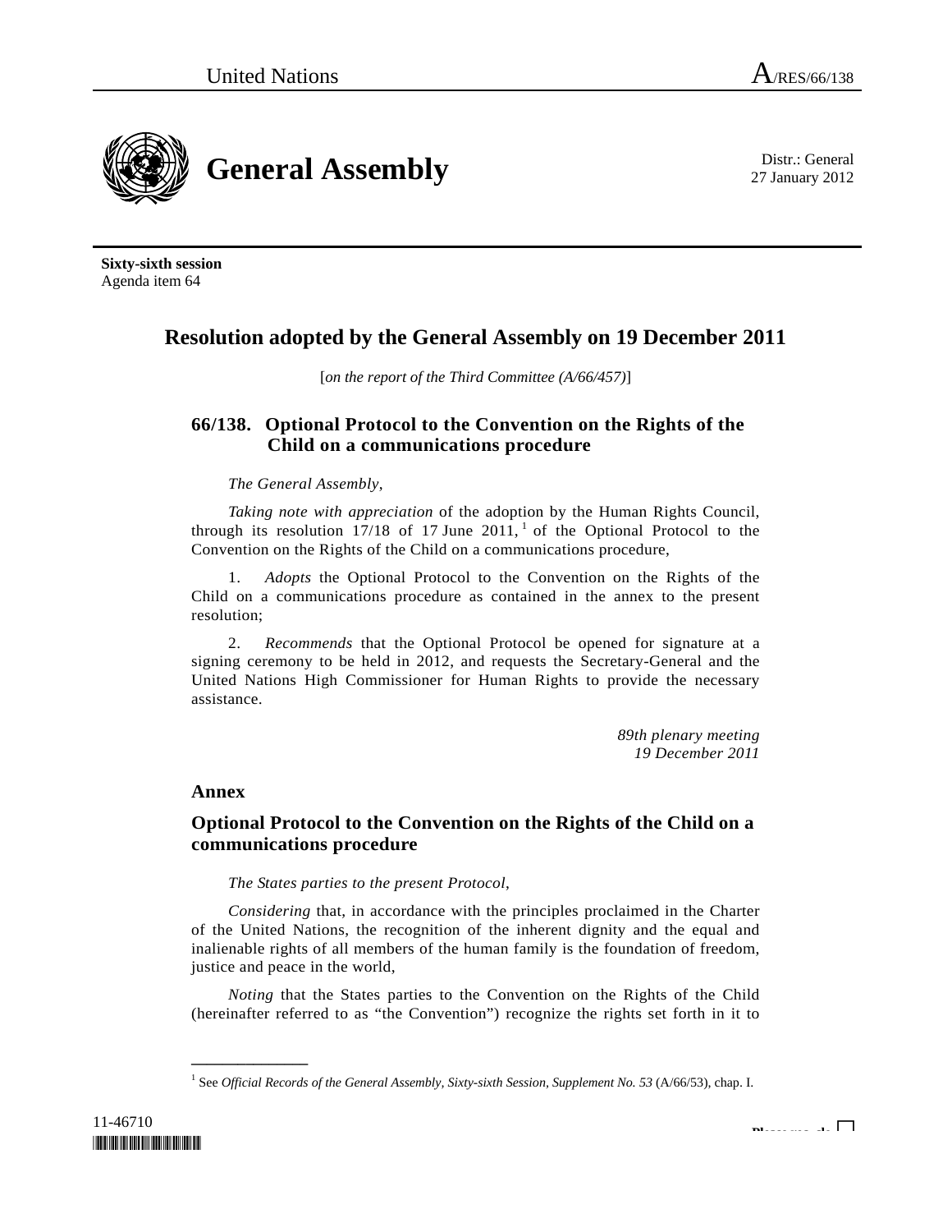United Nations A/RES/66/138

# General Assembly

Distr.: General
27 January 2012

**Sixty-sixth session**
Agenda item 64

## Resolution adopted by the General Assembly on 19 December 2011

[*on the report of the Third Committee (A/66/457)*]

### 66/138. Optional Protocol to the Convention on the Rights of the Child on a communications procedure

*The General Assembly*,

*Taking note with appreciation* of the adoption by the Human Rights Council, through its resolution 17/18 of 17 June 2011,[1] of the Optional Protocol to the Convention on the Rights of the Child on a communications procedure,

1. *Adopts* the Optional Protocol to the Convention on the Rights of the Child on a communications procedure as contained in the annex to the present resolution;

2. *Recommends* that the Optional Protocol be opened for signature at a signing ceremony to be held in 2012, and requests the Secretary-General and the United Nations High Commissioner for Human Rights to provide the necessary assistance.

*89th plenary meeting*
*19 December 2011*

## Annex

## Optional Protocol to the Convention on the Rights of the Child on a communications procedure

*The States parties to the present Protocol*,

*Considering* that, in accordance with the principles proclaimed in the Charter of the United Nations, the recognition of the inherent dignity and the equal and inalienable rights of all members of the human family is the foundation of freedom, justice and peace in the world,

*Noting* that the States parties to the Convention on the Rights of the Child (hereinafter referred to as "the Convention") recognize the rights set forth in it to

---

[1] See *Official Records of the General Assembly, Sixty-sixth Session, Supplement No. 53* (A/66/53), chap. I.

11-46710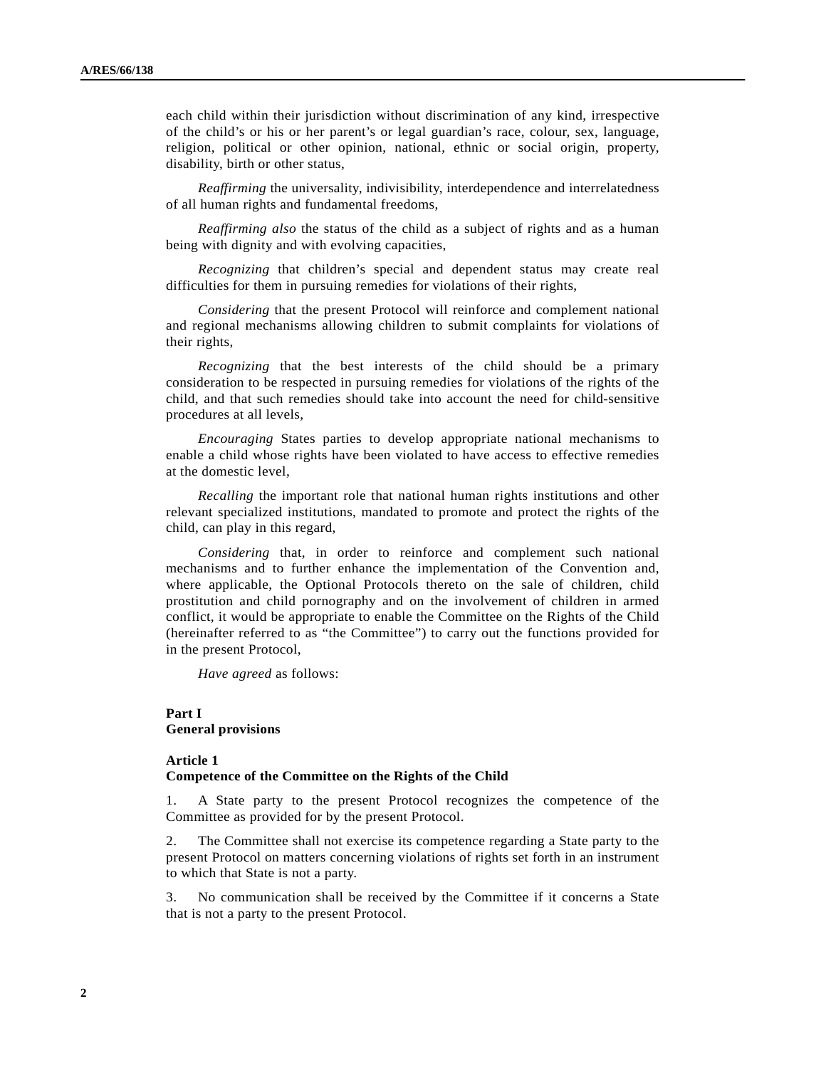each child within their jurisdiction without discrimination of any kind, irrespective of the child's or his or her parent's or legal guardian's race, colour, sex, language, religion, political or other opinion, national, ethnic or social origin, property, disability, birth or other status,

*Reaffirming* the universality, indivisibility, interdependence and interrelatedness of all human rights and fundamental freedoms,

*Reaffirming also* the status of the child as a subject of rights and as a human being with dignity and with evolving capacities,

*Recognizing* that children's special and dependent status may create real difficulties for them in pursuing remedies for violations of their rights,

*Considering* that the present Protocol will reinforce and complement national and regional mechanisms allowing children to submit complaints for violations of their rights,

*Recognizing* that the best interests of the child should be a primary consideration to be respected in pursuing remedies for violations of the rights of the child, and that such remedies should take into account the need for child-sensitive procedures at all levels,

*Encouraging* States parties to develop appropriate national mechanisms to enable a child whose rights have been violated to have access to effective remedies at the domestic level,

*Recalling* the important role that national human rights institutions and other relevant specialized institutions, mandated to promote and protect the rights of the child, can play in this regard,

*Considering* that, in order to reinforce and complement such national mechanisms and to further enhance the implementation of the Convention and, where applicable, the Optional Protocols thereto on the sale of children, child prostitution and child pornography and on the involvement of children in armed conflict, it would be appropriate to enable the Committee on the Rights of the Child (hereinafter referred to as "the Committee") to carry out the functions provided for in the present Protocol,

*Have agreed* as follows:

## Part I
## General provisions

### Article 1
### Competence of the Committee on the Rights of the Child

1. A State party to the present Protocol recognizes the competence of the Committee as provided for by the present Protocol.

2. The Committee shall not exercise its competence regarding a State party to the present Protocol on matters concerning violations of rights set forth in an instrument to which that State is not a party.

3. No communication shall be received by the Committee if it concerns a State that is not a party to the present Protocol.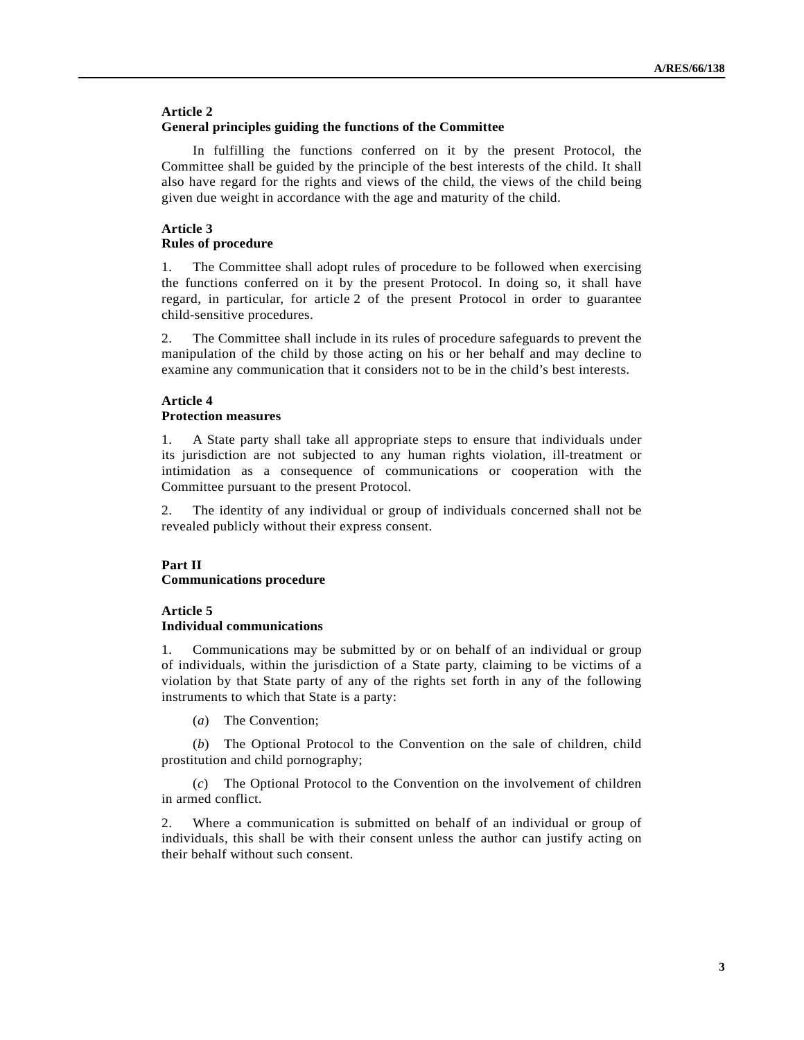### Article 2
### General principles guiding the functions of the Committee

In fulfilling the functions conferred on it by the present Protocol, the Committee shall be guided by the principle of the best interests of the child. It shall also have regard for the rights and views of the child, the views of the child being given due weight in accordance with the age and maturity of the child.

### Article 3
### Rules of procedure

1. The Committee shall adopt rules of procedure to be followed when exercising the functions conferred on it by the present Protocol. In doing so, it shall have regard, in particular, for article 2 of the present Protocol in order to guarantee child-sensitive procedures.

2. The Committee shall include in its rules of procedure safeguards to prevent the manipulation of the child by those acting on his or her behalf and may decline to examine any communication that it considers not to be in the child's best interests.

### Article 4
### Protection measures

1. A State party shall take all appropriate steps to ensure that individuals under its jurisdiction are not subjected to any human rights violation, ill-treatment or intimidation as a consequence of communications or cooperation with the Committee pursuant to the present Protocol.

2. The identity of any individual or group of individuals concerned shall not be revealed publicly without their express consent.

## Part II
## Communications procedure

### Article 5
### Individual communications

1. Communications may be submitted by or on behalf of an individual or group of individuals, within the jurisdiction of a State party, claiming to be victims of a violation by that State party of any of the rights set forth in any of the following instruments to which that State is a party:

(*a*) The Convention;

(*b*) The Optional Protocol to the Convention on the sale of children, child prostitution and child pornography;

(*c*) The Optional Protocol to the Convention on the involvement of children in armed conflict.

2. Where a communication is submitted on behalf of an individual or group of individuals, this shall be with their consent unless the author can justify acting on their behalf without such consent.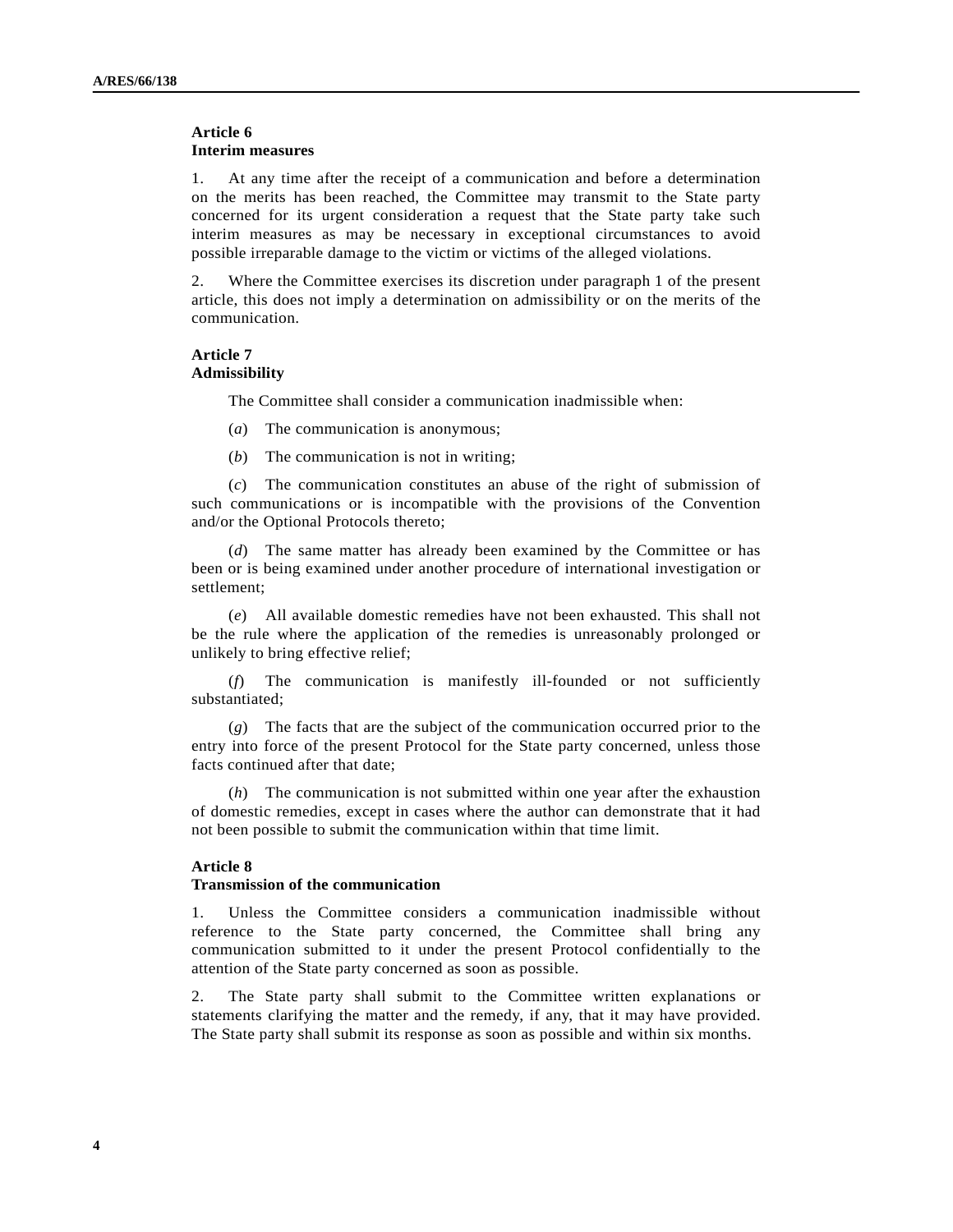### Article 6
### Interim measures

1. At any time after the receipt of a communication and before a determination on the merits has been reached, the Committee may transmit to the State party concerned for its urgent consideration a request that the State party take such interim measures as may be necessary in exceptional circumstances to avoid possible irreparable damage to the victim or victims of the alleged violations.

2. Where the Committee exercises its discretion under paragraph 1 of the present article, this does not imply a determination on admissibility or on the merits of the communication.

### Article 7
### Admissibility

The Committee shall consider a communication inadmissible when:

(*a*) The communication is anonymous;

(*b*) The communication is not in writing;

(*c*) The communication constitutes an abuse of the right of submission of such communications or is incompatible with the provisions of the Convention and/or the Optional Protocols thereto;

(*d*) The same matter has already been examined by the Committee or has been or is being examined under another procedure of international investigation or settlement;

(*e*) All available domestic remedies have not been exhausted. This shall not be the rule where the application of the remedies is unreasonably prolonged or unlikely to bring effective relief;

(*f*) The communication is manifestly ill-founded or not sufficiently substantiated;

(*g*) The facts that are the subject of the communication occurred prior to the entry into force of the present Protocol for the State party concerned, unless those facts continued after that date;

(*h*) The communication is not submitted within one year after the exhaustion of domestic remedies, except in cases where the author can demonstrate that it had not been possible to submit the communication within that time limit.

### Article 8
### Transmission of the communication

1. Unless the Committee considers a communication inadmissible without reference to the State party concerned, the Committee shall bring any communication submitted to it under the present Protocol confidentially to the attention of the State party concerned as soon as possible.

2. The State party shall submit to the Committee written explanations or statements clarifying the matter and the remedy, if any, that it may have provided. The State party shall submit its response as soon as possible and within six months.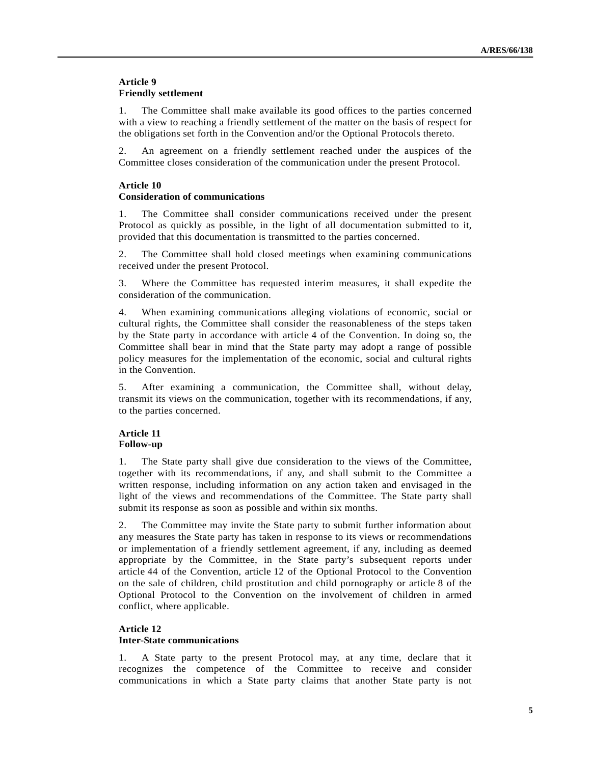**Article 9**
**Friendly settlement**

1. The Committee shall make available its good offices to the parties concerned with a view to reaching a friendly settlement of the matter on the basis of respect for the obligations set forth in the Convention and/or the Optional Protocols thereto.

2. An agreement on a friendly settlement reached under the auspices of the Committee closes consideration of the communication under the present Protocol.

**Article 10**
**Consideration of communications**

1. The Committee shall consider communications received under the present Protocol as quickly as possible, in the light of all documentation submitted to it, provided that this documentation is transmitted to the parties concerned.

2. The Committee shall hold closed meetings when examining communications received under the present Protocol.

3. Where the Committee has requested interim measures, it shall expedite the consideration of the communication.

4. When examining communications alleging violations of economic, social or cultural rights, the Committee shall consider the reasonableness of the steps taken by the State party in accordance with article 4 of the Convention. In doing so, the Committee shall bear in mind that the State party may adopt a range of possible policy measures for the implementation of the economic, social and cultural rights in the Convention.

5. After examining a communication, the Committee shall, without delay, transmit its views on the communication, together with its recommendations, if any, to the parties concerned.

**Article 11**
**Follow-up**

1. The State party shall give due consideration to the views of the Committee, together with its recommendations, if any, and shall submit to the Committee a written response, including information on any action taken and envisaged in the light of the views and recommendations of the Committee. The State party shall submit its response as soon as possible and within six months.

2. The Committee may invite the State party to submit further information about any measures the State party has taken in response to its views or recommendations or implementation of a friendly settlement agreement, if any, including as deemed appropriate by the Committee, in the State party's subsequent reports under article 44 of the Convention, article 12 of the Optional Protocol to the Convention on the sale of children, child prostitution and child pornography or article 8 of the Optional Protocol to the Convention on the involvement of children in armed conflict, where applicable.

**Article 12**
**Inter-State communications**

1. A State party to the present Protocol may, at any time, declare that it recognizes the competence of the Committee to receive and consider communications in which a State party claims that another State party is not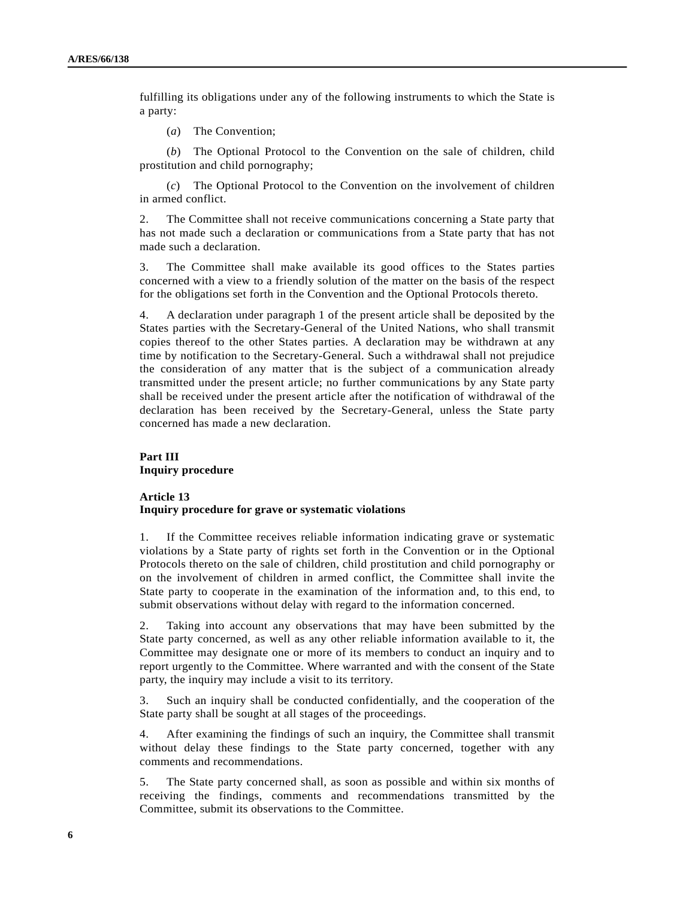fulfilling its obligations under any of the following instruments to which the State is a party:

(*a*) The Convention;

(*b*) The Optional Protocol to the Convention on the sale of children, child prostitution and child pornography;

(*c*) The Optional Protocol to the Convention on the involvement of children in armed conflict.

2. The Committee shall not receive communications concerning a State party that has not made such a declaration or communications from a State party that has not made such a declaration.

3. The Committee shall make available its good offices to the States parties concerned with a view to a friendly solution of the matter on the basis of the respect for the obligations set forth in the Convention and the Optional Protocols thereto.

4. A declaration under paragraph 1 of the present article shall be deposited by the States parties with the Secretary-General of the United Nations, who shall transmit copies thereof to the other States parties. A declaration may be withdrawn at any time by notification to the Secretary-General. Such a withdrawal shall not prejudice the consideration of any matter that is the subject of a communication already transmitted under the present article; no further communications by any State party shall be received under the present article after the notification of withdrawal of the declaration has been received by the Secretary-General, unless the State party concerned has made a new declaration.

## Part III
## Inquiry procedure

### Article 13
### Inquiry procedure for grave or systematic violations

1. If the Committee receives reliable information indicating grave or systematic violations by a State party of rights set forth in the Convention or in the Optional Protocols thereto on the sale of children, child prostitution and child pornography or on the involvement of children in armed conflict, the Committee shall invite the State party to cooperate in the examination of the information and, to this end, to submit observations without delay with regard to the information concerned.

2. Taking into account any observations that may have been submitted by the State party concerned, as well as any other reliable information available to it, the Committee may designate one or more of its members to conduct an inquiry and to report urgently to the Committee. Where warranted and with the consent of the State party, the inquiry may include a visit to its territory.

3. Such an inquiry shall be conducted confidentially, and the cooperation of the State party shall be sought at all stages of the proceedings.

4. After examining the findings of such an inquiry, the Committee shall transmit without delay these findings to the State party concerned, together with any comments and recommendations.

5. The State party concerned shall, as soon as possible and within six months of receiving the findings, comments and recommendations transmitted by the Committee, submit its observations to the Committee.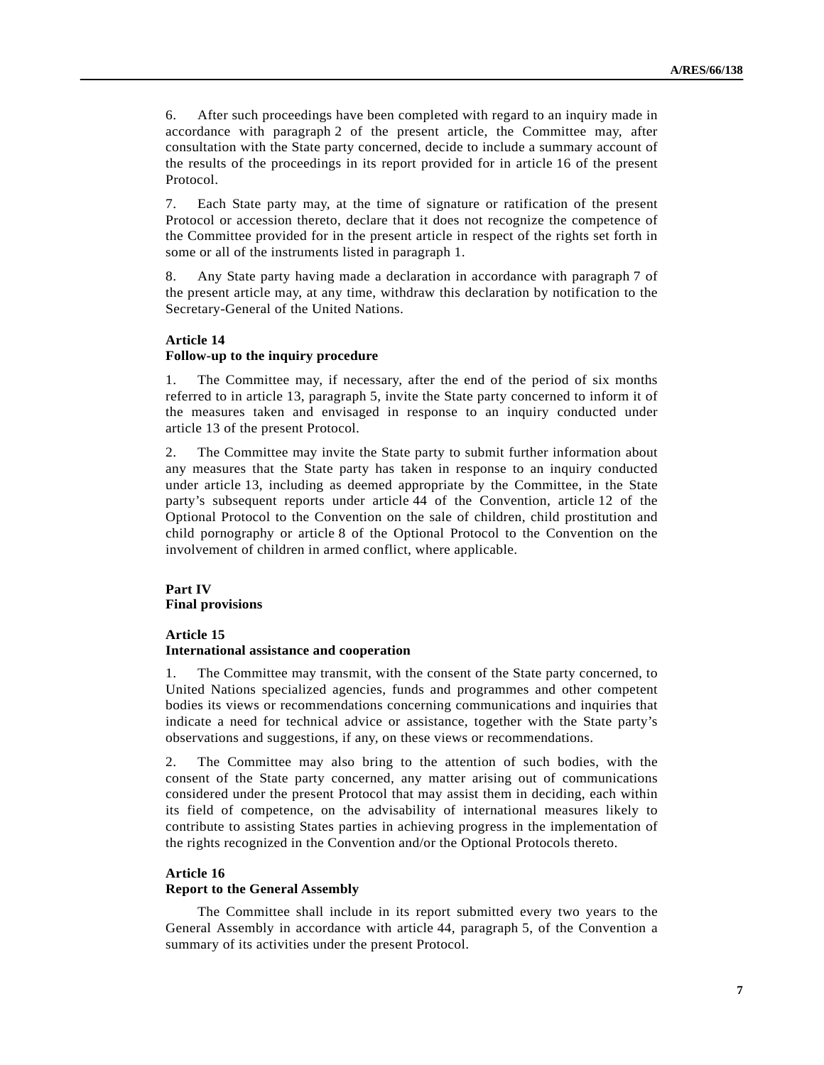6. After such proceedings have been completed with regard to an inquiry made in accordance with paragraph 2 of the present article, the Committee may, after consultation with the State party concerned, decide to include a summary account of the results of the proceedings in its report provided for in article 16 of the present Protocol.

7. Each State party may, at the time of signature or ratification of the present Protocol or accession thereto, declare that it does not recognize the competence of the Committee provided for in the present article in respect of the rights set forth in some or all of the instruments listed in paragraph 1.

8. Any State party having made a declaration in accordance with paragraph 7 of the present article may, at any time, withdraw this declaration by notification to the Secretary-General of the United Nations.

**Article 14**
**Follow-up to the inquiry procedure**

1. The Committee may, if necessary, after the end of the period of six months referred to in article 13, paragraph 5, invite the State party concerned to inform it of the measures taken and envisaged in response to an inquiry conducted under article 13 of the present Protocol.

2. The Committee may invite the State party to submit further information about any measures that the State party has taken in response to an inquiry conducted under article 13, including as deemed appropriate by the Committee, in the State party's subsequent reports under article 44 of the Convention, article 12 of the Optional Protocol to the Convention on the sale of children, child prostitution and child pornography or article 8 of the Optional Protocol to the Convention on the involvement of children in armed conflict, where applicable.

**Part IV**
**Final provisions**

**Article 15**
**International assistance and cooperation**

1. The Committee may transmit, with the consent of the State party concerned, to United Nations specialized agencies, funds and programmes and other competent bodies its views or recommendations concerning communications and inquiries that indicate a need for technical advice or assistance, together with the State party's observations and suggestions, if any, on these views or recommendations.

2. The Committee may also bring to the attention of such bodies, with the consent of the State party concerned, any matter arising out of communications considered under the present Protocol that may assist them in deciding, each within its field of competence, on the advisability of international measures likely to contribute to assisting States parties in achieving progress in the implementation of the rights recognized in the Convention and/or the Optional Protocols thereto.

**Article 16**
**Report to the General Assembly**

The Committee shall include in its report submitted every two years to the General Assembly in accordance with article 44, paragraph 5, of the Convention a summary of its activities under the present Protocol.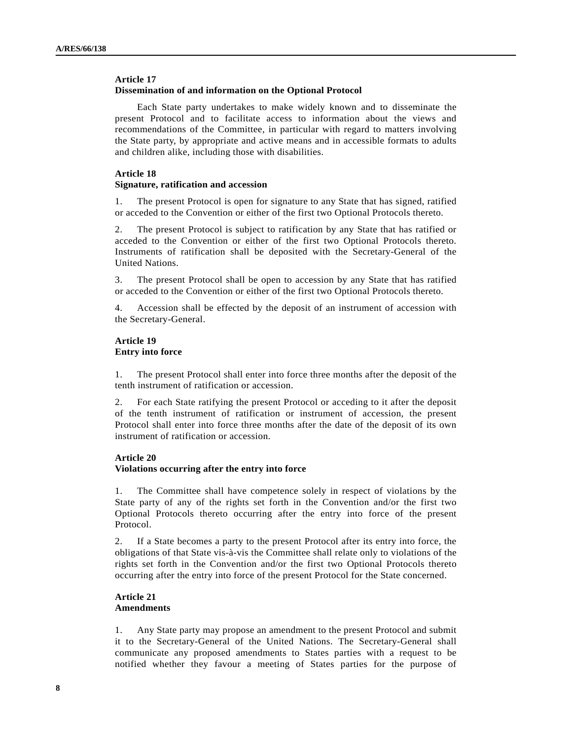### Article 17
### Dissemination of and information on the Optional Protocol

Each State party undertakes to make widely known and to disseminate the present Protocol and to facilitate access to information about the views and recommendations of the Committee, in particular with regard to matters involving the State party, by appropriate and active means and in accessible formats to adults and children alike, including those with disabilities.

### Article 18
### Signature, ratification and accession

1. The present Protocol is open for signature to any State that has signed, ratified or acceded to the Convention or either of the first two Optional Protocols thereto.

2. The present Protocol is subject to ratification by any State that has ratified or acceded to the Convention or either of the first two Optional Protocols thereto. Instruments of ratification shall be deposited with the Secretary-General of the United Nations.

3. The present Protocol shall be open to accession by any State that has ratified or acceded to the Convention or either of the first two Optional Protocols thereto.

4. Accession shall be effected by the deposit of an instrument of accession with the Secretary-General.

### Article 19
### Entry into force

1. The present Protocol shall enter into force three months after the deposit of the tenth instrument of ratification or accession.

2. For each State ratifying the present Protocol or acceding to it after the deposit of the tenth instrument of ratification or instrument of accession, the present Protocol shall enter into force three months after the date of the deposit of its own instrument of ratification or accession.

### Article 20
### Violations occurring after the entry into force

1. The Committee shall have competence solely in respect of violations by the State party of any of the rights set forth in the Convention and/or the first two Optional Protocols thereto occurring after the entry into force of the present Protocol.

2. If a State becomes a party to the present Protocol after its entry into force, the obligations of that State vis-à-vis the Committee shall relate only to violations of the rights set forth in the Convention and/or the first two Optional Protocols thereto occurring after the entry into force of the present Protocol for the State concerned.

### Article 21
### Amendments

1. Any State party may propose an amendment to the present Protocol and submit it to the Secretary-General of the United Nations. The Secretary-General shall communicate any proposed amendments to States parties with a request to be notified whether they favour a meeting of States parties for the purpose of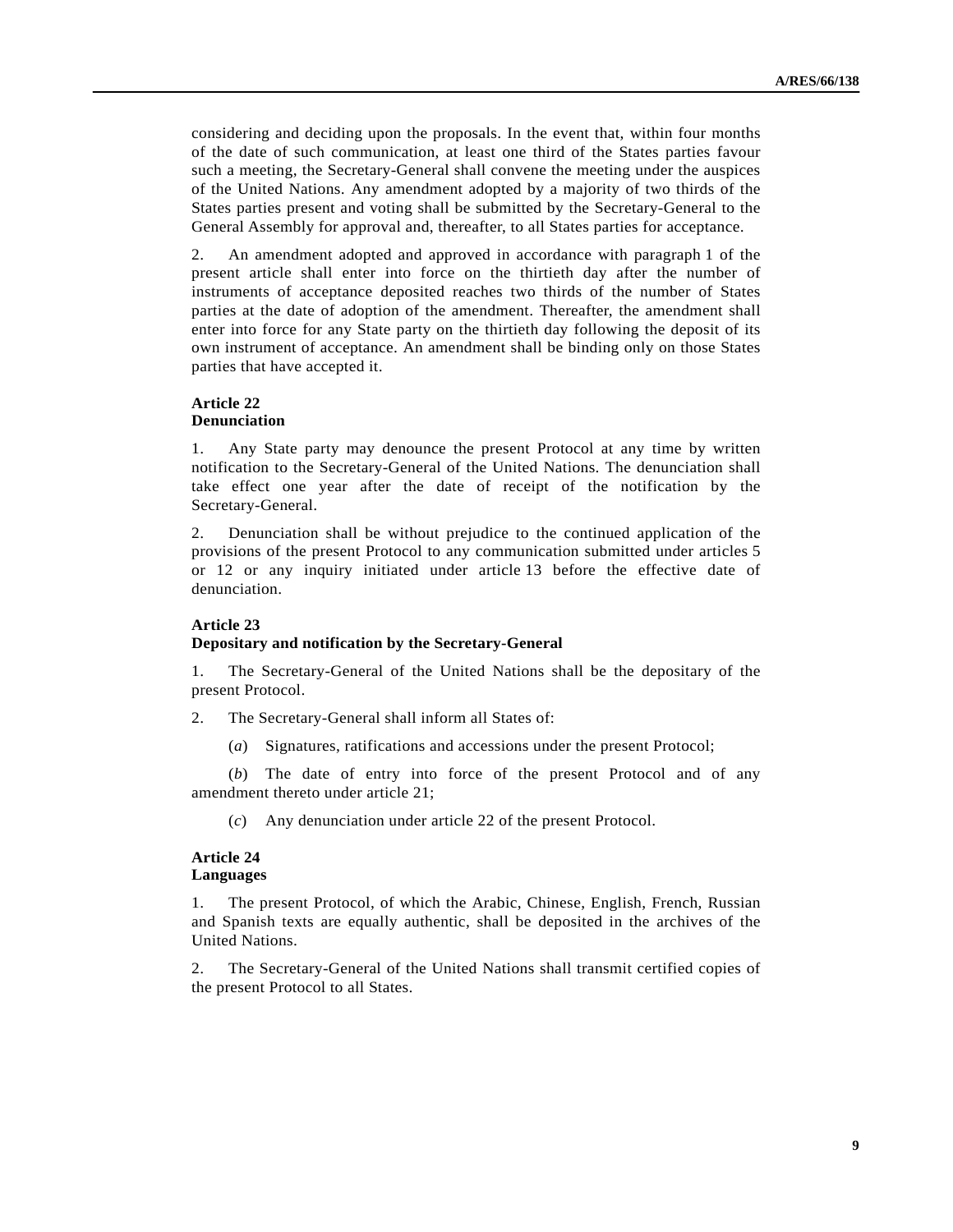considering and deciding upon the proposals. In the event that, within four months of the date of such communication, at least one third of the States parties favour such a meeting, the Secretary-General shall convene the meeting under the auspices of the United Nations. Any amendment adopted by a majority of two thirds of the States parties present and voting shall be submitted by the Secretary-General to the General Assembly for approval and, thereafter, to all States parties for acceptance.

2. An amendment adopted and approved in accordance with paragraph 1 of the present article shall enter into force on the thirtieth day after the number of instruments of acceptance deposited reaches two thirds of the number of States parties at the date of adoption of the amendment. Thereafter, the amendment shall enter into force for any State party on the thirtieth day following the deposit of its own instrument of acceptance. An amendment shall be binding only on those States parties that have accepted it.

**Article 22**
**Denunciation**

1. Any State party may denounce the present Protocol at any time by written notification to the Secretary-General of the United Nations. The denunciation shall take effect one year after the date of receipt of the notification by the Secretary-General.

2. Denunciation shall be without prejudice to the continued application of the provisions of the present Protocol to any communication submitted under articles 5 or 12 or any inquiry initiated under article 13 before the effective date of denunciation.

**Article 23**
**Depositary and notification by the Secretary-General**

1. The Secretary-General of the United Nations shall be the depositary of the present Protocol.

2. The Secretary-General shall inform all States of:

(*a*) Signatures, ratifications and accessions under the present Protocol;

(*b*) The date of entry into force of the present Protocol and of any amendment thereto under article 21;

(*c*) Any denunciation under article 22 of the present Protocol.

**Article 24**
**Languages**

1. The present Protocol, of which the Arabic, Chinese, English, French, Russian and Spanish texts are equally authentic, shall be deposited in the archives of the United Nations.

2. The Secretary-General of the United Nations shall transmit certified copies of the present Protocol to all States.